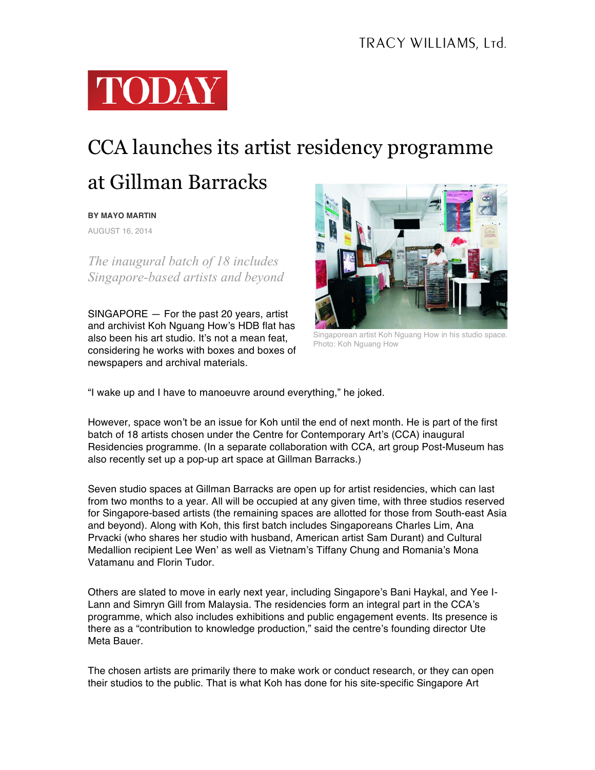TODAY

# CCA launches its artist residency programme at Gillman Barracks

**BY MAYO MARTIN**

AUGUST 16, 2014

*The inaugural batch of 18 includes Singapore-based artists and beyond*

SINGAPORE — For the past 20 years, artist and archivist Koh Nguang How's HDB flat has also been his art studio. It's not a mean feat, considering he works with boxes and boxes of newspapers and archival materials.

Singaporean artist Koh Nguang How in his studio space. Photo: Koh Nguang How

"I wake up and I have to manoeuvre around everything," he joked.

However, space won't be an issue for Koh until the end of next month. He is part of the first batch of 18 artists chosen under the Centre for Contemporary Art's (CCA) inaugural Residencies programme. (In a separate collaboration with CCA, art group Post-Museum has also recently set up a pop-up art space at Gillman Barracks.)

Seven studio spaces at Gillman Barracks are open up for artist residencies, which can last from two months to a year. All will be occupied at any given time, with three studios reserved for Singapore-based artists (the remaining spaces are allotted for those from South-east Asia and beyond). Along with Koh, this first batch includes Singaporeans Charles Lim, Ana Prvacki (who shares her studio with husband, American artist Sam Durant) and Cultural Medallion recipient Lee Wen' as well as Vietnam's Tiffany Chung and Romania's Mona Vatamanu and Florin Tudor.

Others are slated to move in early next year, including Singapore's Bani Haykal, and Yee I-Lann and Simryn Gill from Malaysia. The residencies form an integral part in the CCA's programme, which also includes exhibitions and public engagement events. Its presence is there as a "contribution to knowledge production," said the centre's founding director Ute Meta Bauer.

The chosen artists are primarily there to make work or conduct research, or they can open their studios to the public. That is what Koh has done for his site-specific Singapore Art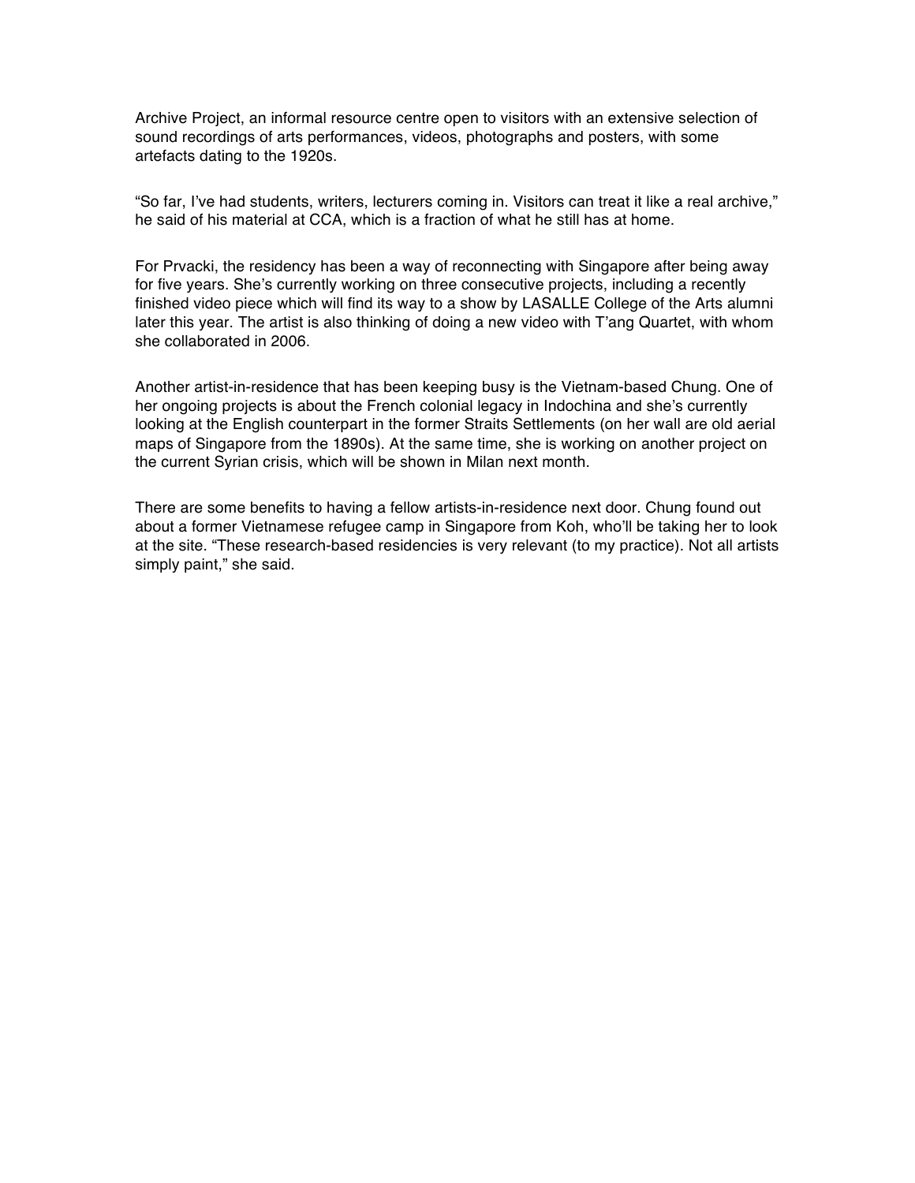Archive Project, an informal resource centre open to visitors with an extensive selection of sound recordings of arts performances, videos, photographs and posters, with some artefacts dating to the 1920s.

“So far, I’ve had students, writers, lecturers coming in. Visitors can treat it like a real archive,” he said of his material at CCA, which is a fraction of what he still has at home.

For Prvacki, the residency has been a way of reconnecting with Singapore after being away for five years. She’s currently working on three consecutive projects, including a recently finished video piece which will find its way to a show by LASALLE College of the Arts alumni later this year. The artist is also thinking of doing a new video with T’ang Quartet, with whom she collaborated in 2006.

Another artist-in-residence that has been keeping busy is the Vietnam-based Chung. One of her ongoing projects is about the French colonial legacy in Indochina and she’s currently looking at the English counterpart in the former Straits Settlements (on her wall are old aerial maps of Singapore from the 1890s). At the same time, she is working on another project on the current Syrian crisis, which will be shown in Milan next month.

There are some benefits to having a fellow artists-in-residence next door. Chung found out about a former Vietnamese refugee camp in Singapore from Koh, who’ll be taking her to look at the site. “These research-based residencies is very relevant (to my practice). Not all artists simply paint,” she said.